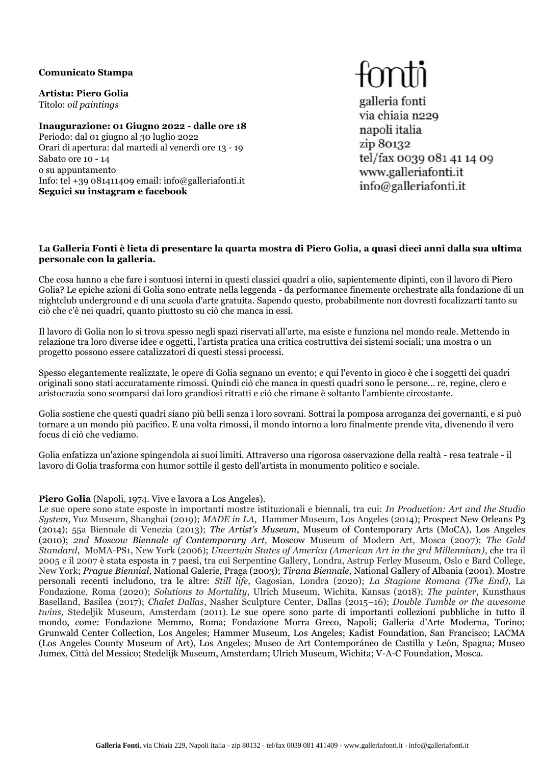**Comunicato Stampa**

**Artista: Piero Golia**
Titolo: *oil paintings*

**Inaugurazione: 01 Giugno 2022 - dalle ore 18**
Periodo: dal 01 giugno al 30 luglio 2022
Orari di apertura: dal martedì al venerdì ore 13 - 19
Sabato ore 10 - 14
o su appuntamento
Info: tel +39 081411409 email: info@galleriafonti.it
**Seguici su instagram e facebook**

fonti
galleria fonti
via chiaia n229
napoli italia
zip 80132
tel/fax 0039 081 41 14 09
www.galleriafonti.it
info@galleriafonti.it

**La Galleria Fonti è lieta di presentare la quarta mostra di Piero Golia, a quasi dieci anni dalla sua ultima personale con la galleria.**

Che cosa hanno a che fare i sontuosi interni in questi classici quadri a olio, sapientemente dipinti, con il lavoro di Piero Golia? Le epiche azioni di Golia sono entrate nella leggenda - da performance finemente orchestrate alla fondazione di un nightclub underground e di una scuola d'arte gratuita. Sapendo questo, probabilmente non dovresti focalizzarti tanto su ciò che c'è nei quadri, quanto piuttosto su ciò che manca in essi.

Il lavoro di Golia non lo si trova spesso negli spazi riservati all'arte, ma esiste e funziona nel mondo reale. Mettendo in relazione tra loro diverse idee e oggetti, l'artista pratica una critica costruttiva dei sistemi sociali; una mostra o un progetto possono essere catalizzatori di questi stessi processi.

Spesso elegantemente realizzate, le opere di Golia segnano un evento; e qui l'evento in gioco è che i soggetti dei quadri originali sono stati accuratamente rimossi. Quindi ciò che manca in questi quadri sono le persone... re, regine, clero e aristocrazia sono scomparsi dai loro grandiosi ritratti e ciò che rimane è soltanto l'ambiente circostante.

Golia sostiene che questi quadri siano più belli senza i loro sovrani. Sottrai la pomposa arroganza dei governanti, e si può tornare a un mondo più pacifico. E una volta rimossi, il mondo intorno a loro finalmente prende vita, divenendo il vero focus di ciò che vediamo.

Golia enfatizza un'azione spingendola ai suoi limiti. Attraverso una rigorosa osservazione della realtà - resa teatrale - il lavoro di Golia trasforma con humor sottile il gesto dell'artista in monumento politico e sociale.

**Piero Golia** (Napoli, 1974. Vive e lavora a Los Angeles).
Le sue opere sono state esposte in importanti mostre istituzionali e biennali, tra cui: *In Production: Art and the Studio System*, Yuz Museum, Shanghai (2019); *MADE in LA*, Hammer Museum, Los Angeles (2014); Prospect New Orleans P3 (2014); 55a Biennale di Venezia (2013); *The Artist's Museum*, Museum of Contemporary Arts (MoCA), Los Angeles (2010); *2nd Moscow Biennale of Contemporary Art,* Moscow Museum of Modern Art, Mosca (2007); *The Gold Standard*, MoMA-PS1, New York (2006); *Uncertain States of America (American Art in the 3rd Millennium)*, che tra il 2005 e il 2007 è stata esposta in 7 paesi, tra cui Serpentine Gallery, Londra, Astrup Ferley Museum, Oslo e Bard College, New York; *Prague Biennial*, National Galerie, Praga (2003); *Tirana Biennale*, National Gallery of Albania (2001). Mostre personali recenti includono, tra le altre: *Still life*, Gagosian, Londra (2020); *La Stagione Romana (The End)*, La Fondazione, Roma (2020); *Solutions to Mortality*, Ulrich Museum, Wichita, Kansas (2018); *The painter*, Kunsthaus Baselland, Basilea (2017); *Chalet Dallas*, Nasher Sculpture Center, Dallas (2015–16); *Double Tumble or the awesome twins*, Stedeljik Museum, Amsterdam (2011). Le sue opere sono parte di importanti collezioni pubbliche in tutto il mondo, come: Fondazione Memmo, Roma; Fondazione Morra Greco, Napoli; Galleria d'Arte Moderna, Torino; Grunwald Center Collection, Los Angeles; Hammer Museum, Los Angeles; Kadist Foundation, San Francisco; LACMA (Los Angeles County Museum of Art), Los Angeles; Museo de Art Contemporáneo de Castilla y León, Spagna; Museo Jumex, Città del Messico; Stedelijk Museum, Amsterdam; Ulrich Museum, Wichita; V-A-C Foundation, Mosca.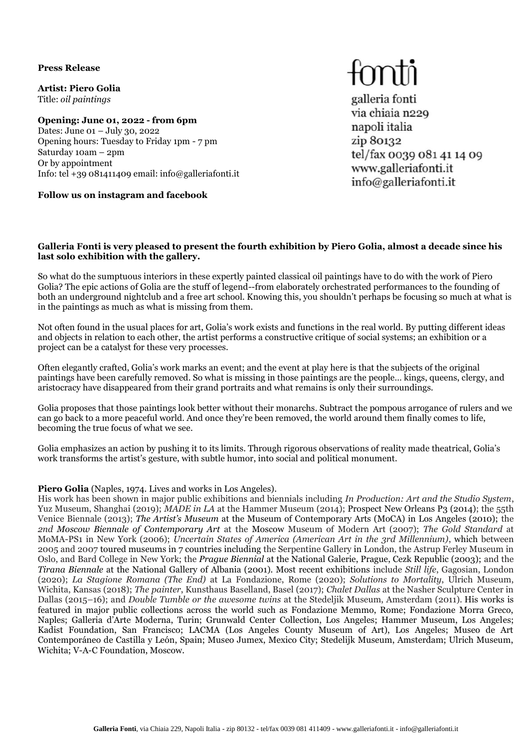**Press Release**

**Artist: Piero Golia**
Title: *oil paintings*

**Opening: June 01, 2022 - from 6pm**
Dates: June 01 – July 30, 2022
Opening hours: Tuesday to Friday 1pm - 7 pm
Saturday 10am – 2pm
Or by appointment
Info: tel +39 081411409 email: info@galleriafonti.it

**Follow us on instagram and facebook**

fonti

galleria fonti
via chiaia n229
napoli italia
zip 80132
tel/fax 0039 081 41 14 09
www.galleriafonti.it
info@galleriafonti.it

**Galleria Fonti is very pleased to present the fourth exhibition by Piero Golia, almost a decade since his last solo exhibition with the gallery.**

So what do the sumptuous interiors in these expertly painted classical oil paintings have to do with the work of Piero Golia? The epic actions of Golia are the stuff of legend--from elaborately orchestrated performances to the founding of both an underground nightclub and a free art school. Knowing this, you shouldn't perhaps be focusing so much at what is in the paintings as much as what is missing from them.

Not often found in the usual places for art, Golia's work exists and functions in the real world. By putting different ideas and objects in relation to each other, the artist performs a constructive critique of social systems; an exhibition or a project can be a catalyst for these very processes.

Often elegantly crafted, Golia's work marks an event; and the event at play here is that the subjects of the original paintings have been carefully removed. So what is missing in those paintings are the people... kings, queens, clergy, and aristocracy have disappeared from their grand portraits and what remains is only their surroundings.

Golia proposes that those paintings look better without their monarchs. Subtract the pompous arrogance of rulers and we can go back to a more peaceful world. And once they're been removed, the world around them finally comes to life, becoming the true focus of what we see.

Golia emphasizes an action by pushing it to its limits. Through rigorous observations of reality made theatrical, Golia's work transforms the artist's gesture, with subtle humor, into social and political monument.

**Piero Golia** (Naples, 1974. Lives and works in Los Angeles).
His work has been shown in major public exhibitions and biennials including *In Production: Art and the Studio System*, Yuz Museum, Shanghai (2019); *MADE in LA* at the Hammer Museum (2014); Prospect New Orleans P3 (2014); the 55th Venice Biennale (2013); *The Artist's Museum* at the Museum of Contemporary Arts (MoCA) in Los Angeles (2010); the *2nd Moscow Biennale of Contemporary Art* at the Moscow Museum of Modern Art (2007); *The Gold Standard* at MoMA-PS1 in New York (2006); *Uncertain States of America (American Art in the 3rd Millennium)*, which between 2005 and 2007 toured museums in 7 countries including the Serpentine Gallery in London, the Astrup Ferley Museum in Oslo, and Bard College in New York; the *Prague Biennial* at the National Galerie, Prague, Cezk Republic (2003); and the *Tirana Biennale* at the National Gallery of Albania (2001). Most recent exhibitions include *Still life*, Gagosian, London (2020); *La Stagione Romana (The End)* at La Fondazione, Rome (2020); *Solutions to Mortality*, Ulrich Museum, Wichita, Kansas (2018); *The painter*, Kunsthaus Baselland, Basel (2017); *Chalet Dallas* at the Nasher Sculpture Center in Dallas (2015–16); and *Double Tumble or the awesome twins* at the Stedeljik Museum, Amsterdam (2011). His works is featured in major public collections across the world such as Fondazione Memmo, Rome; Fondazione Morra Greco, Naples; Galleria d'Arte Moderna, Turin; Grunwald Center Collection, Los Angeles; Hammer Museum, Los Angeles; Kadist Foundation, San Francisco; LACMA (Los Angeles County Museum of Art), Los Angeles; Museo de Art Contemporáneo de Castilla y León, Spain; Museo Jumex, Mexico City; Stedelijk Museum, Amsterdam; Ulrich Museum, Wichita; V-A-C Foundation, Moscow.